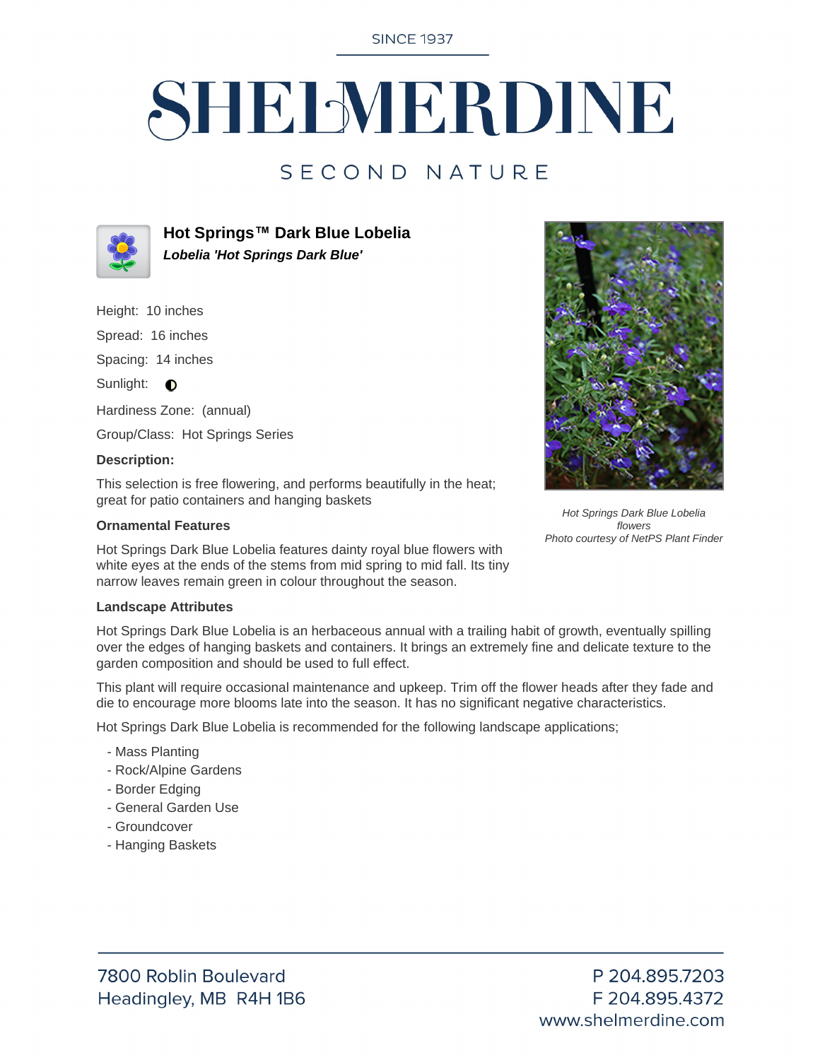SINCE 1937

# SHELMERDINE

SECOND NATURE

## Hot Springs™ Dark Blue Lobelia

***Lobelia 'Hot Springs Dark Blue'***

Height: 10 inches

Spread: 16 inches

Spacing: 14 inches

Sunlight: ◐

Hardiness Zone: (annual)

Group/Class: Hot Springs Series

**Description:**

This selection is free flowering, and performs beautifully in the heat; great for patio containers and hanging baskets

*Hot Springs Dark Blue Lobelia flowers*
*Photo courtesy of NetPS Plant Finder*

### Ornamental Features

Hot Springs Dark Blue Lobelia features dainty royal blue flowers with white eyes at the ends of the stems from mid spring to mid fall. Its tiny narrow leaves remain green in colour throughout the season.

### Landscape Attributes

Hot Springs Dark Blue Lobelia is an herbaceous annual with a trailing habit of growth, eventually spilling over the edges of hanging baskets and containers. It brings an extremely fine and delicate texture to the garden composition and should be used to full effect.

This plant will require occasional maintenance and upkeep. Trim off the flower heads after they fade and die to encourage more blooms late into the season. It has no significant negative characteristics.

Hot Springs Dark Blue Lobelia is recommended for the following landscape applications;

- Mass Planting
- Rock/Alpine Gardens
- Border Edging
- General Garden Use
- Groundcover
- Hanging Baskets

7800 Roblin Boulevard
Headingley, MB R4H 1B6

P 204.895.7203
F 204.895.4372
www.shelmerdine.com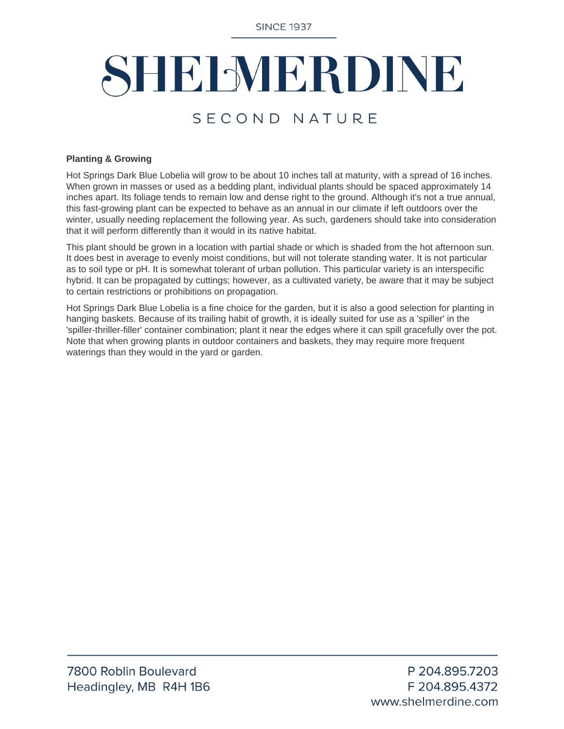**Planting & Growing**

Hot Springs Dark Blue Lobelia will grow to be about 10 inches tall at maturity, with a spread of 16 inches. When grown in masses or used as a bedding plant, individual plants should be spaced approximately 14 inches apart. Its foliage tends to remain low and dense right to the ground. Although it's not a true annual, this fast-growing plant can be expected to behave as an annual in our climate if left outdoors over the winter, usually needing replacement the following year. As such, gardeners should take into consideration that it will perform differently than it would in its native habitat.

This plant should be grown in a location with partial shade or which is shaded from the hot afternoon sun. It does best in average to evenly moist conditions, but will not tolerate standing water. It is not particular as to soil type or pH. It is somewhat tolerant of urban pollution. This particular variety is an interspecific hybrid. It can be propagated by cuttings; however, as a cultivated variety, be aware that it may be subject to certain restrictions or prohibitions on propagation.

Hot Springs Dark Blue Lobelia is a fine choice for the garden, but it is also a good selection for planting in hanging baskets. Because of its trailing habit of growth, it is ideally suited for use as a 'spiller' in the 'spiller-thriller-filler' container combination; plant it near the edges where it can spill gracefully over the pot. Note that when growing plants in outdoor containers and baskets, they may require more frequent waterings than they would in the yard or garden.